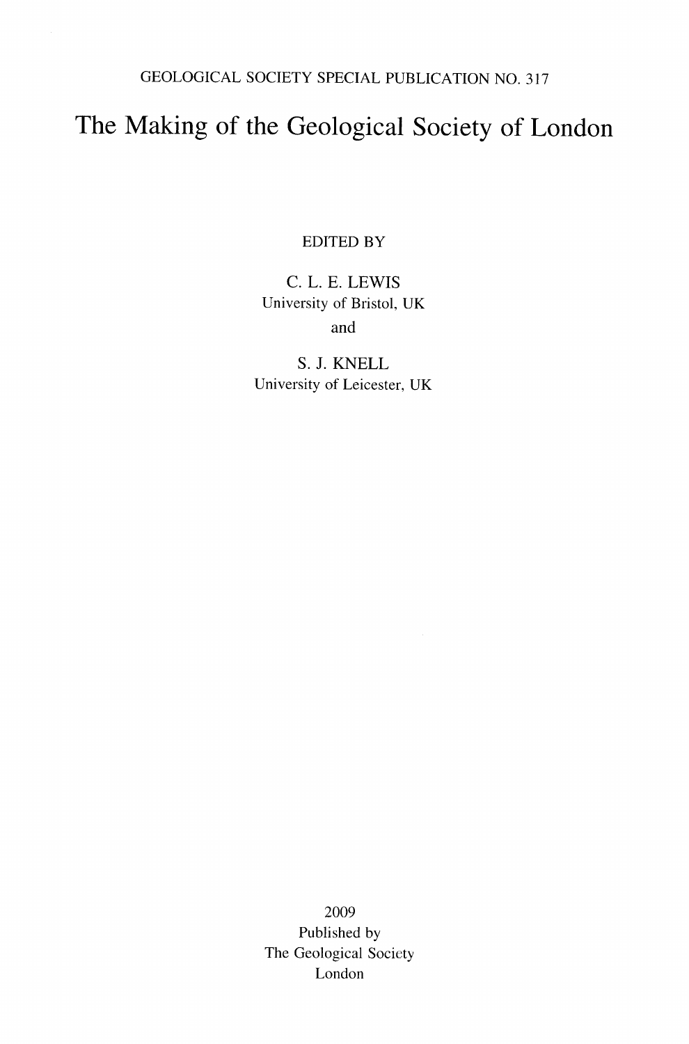GEOLOGICAL SOCIETY SPECIAL PUBLICATION NO. 317

# The Making of the Geological Society of London

EDITED BY

C. L. E. LEWIS
University of Bristol, UK

and

S. J. KNELL
University of Leicester, UK

2009
Published by
The Geological Society
London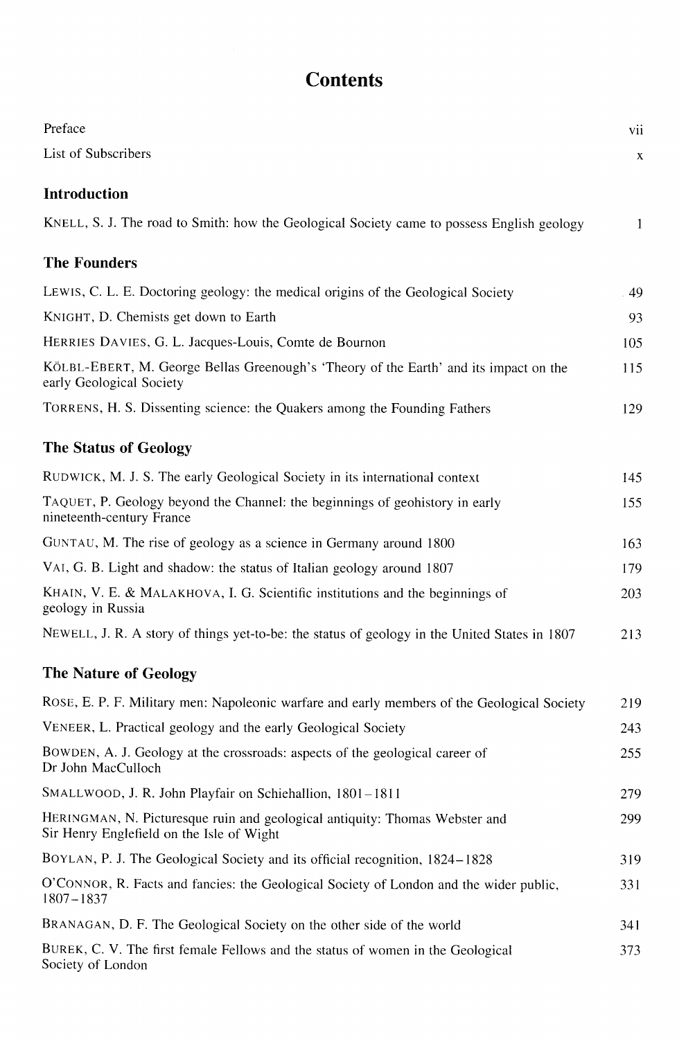# Contents

Preface vii

List of Subscribers x

## Introduction

KNELL, S. J. The road to Smith: how the Geological Society came to possess English geology 1

## The Founders

LEWIS, C. L. E. Doctoring geology: the medical origins of the Geological Society 49

KNIGHT, D. Chemists get down to Earth 93

HERRIES DAVIES, G. L. Jacques-Louis, Comte de Bournon 105

KÖLBL-EBERT, M. George Bellas Greenough's 'Theory of the Earth' and its impact on the early Geological Society 115

TORRENS, H. S. Dissenting science: the Quakers among the Founding Fathers 129

## The Status of Geology

RUDWICK, M. J. S. The early Geological Society in its international context 145

TAQUET, P. Geology beyond the Channel: the beginnings of geohistory in early nineteenth-century France 155

GUNTAU, M. The rise of geology as a science in Germany around 1800 163

VAI, G. B. Light and shadow: the status of Italian geology around 1807 179

KHAIN, V. E. & MALAKHOVA, I. G. Scientific institutions and the beginnings of geology in Russia 203

NEWELL, J. R. A story of things yet-to-be: the status of geology in the United States in 1807 213

## The Nature of Geology

ROSE, E. P. F. Military men: Napoleonic warfare and early members of the Geological Society 219

VENEER, L. Practical geology and the early Geological Society 243

BOWDEN, A. J. Geology at the crossroads: aspects of the geological career of Dr John MacCulloch 255

SMALLWOOD, J. R. John Playfair on Schiehallion, 1801–1811 279

HERINGMAN, N. Picturesque ruin and geological antiquity: Thomas Webster and Sir Henry Englefield on the Isle of Wight 299

BOYLAN, P. J. The Geological Society and its official recognition, 1824–1828 319

O'CONNOR, R. Facts and fancies: the Geological Society of London and the wider public, 1807–1837 331

BRANAGAN, D. F. The Geological Society on the other side of the world 341

BUREK, C. V. The first female Fellows and the status of women in the Geological Society of London 373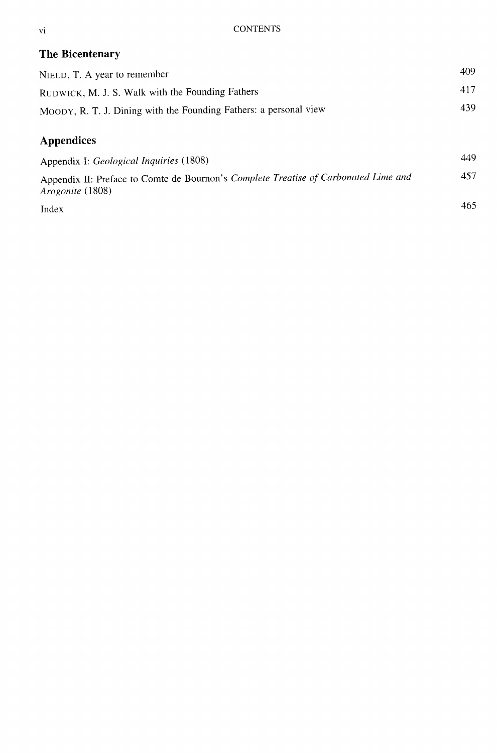## The Bicentenary

Nield, T. A year to remember 409

Rudwick, M. J. S. Walk with the Founding Fathers 417

Moody, R. T. J. Dining with the Founding Fathers: a personal view 439

## Appendices

Appendix I: *Geological Inquiries* (1808) 449

Appendix II: Preface to Comte de Bournon's *Complete Treatise of Carbonated Lime and Aragonite* (1808) 457

Index 465